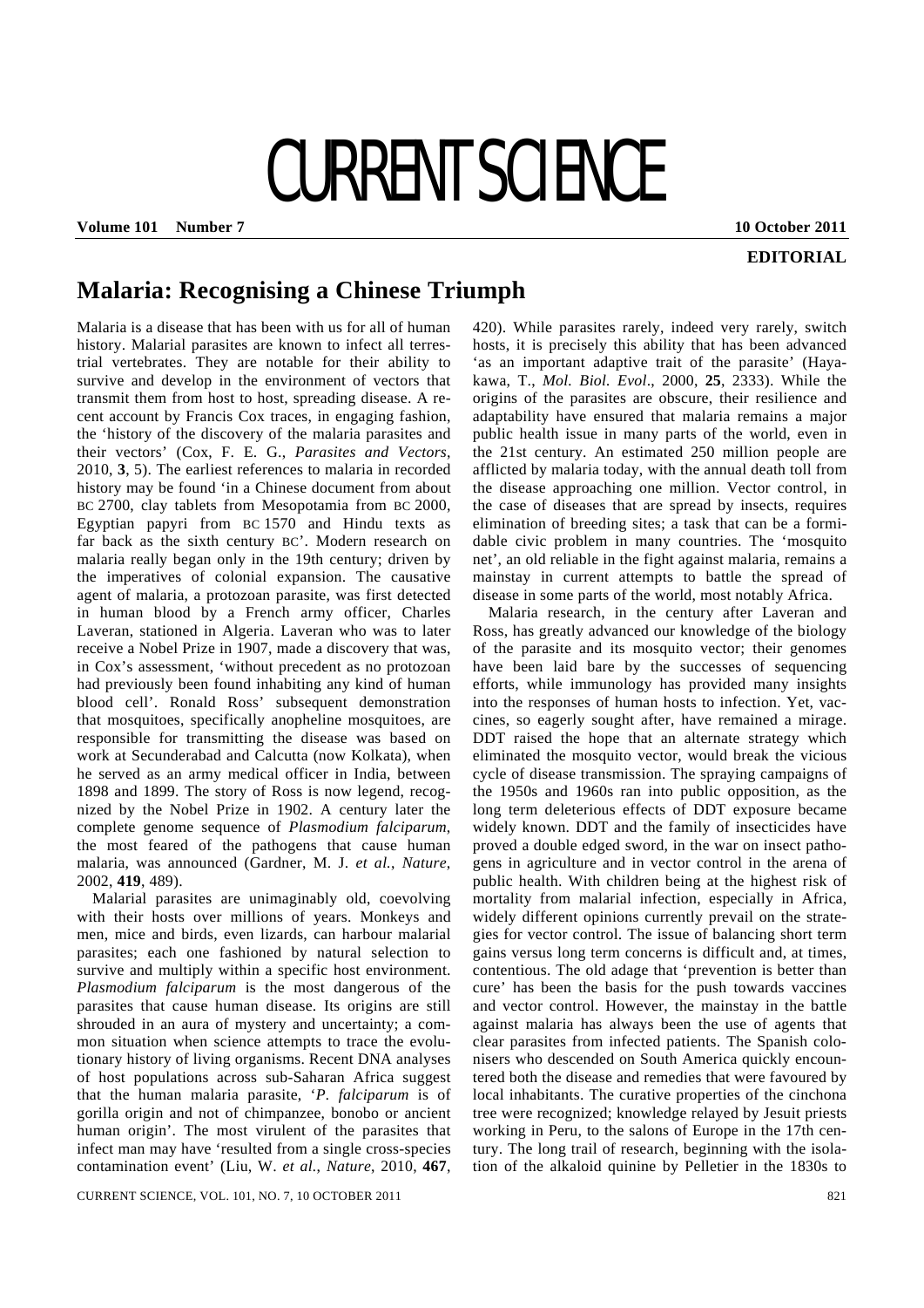# CURRENT SCIENCE

**Volume 101 Number 7** **10 October 2011**

**EDITORIAL**

## Malaria: Recognising a Chinese Triumph

Malaria is a disease that has been with us for all of human history. Malarial parasites are known to infect all terrestrial vertebrates. They are notable for their ability to survive and develop in the environment of vectors that transmit them from host to host, spreading disease. A recent account by Francis Cox traces, in engaging fashion, the 'history of the discovery of the malaria parasites and their vectors' (Cox, F. E. G., *Parasites and Vectors*, 2010, **3**, 5). The earliest references to malaria in recorded history may be found 'in a Chinese document from about BC 2700, clay tablets from Mesopotamia from BC 2000, Egyptian papyri from BC 1570 and Hindu texts as far back as the sixth century BC'. Modern research on malaria really began only in the 19th century; driven by the imperatives of colonial expansion. The causative agent of malaria, a protozoan parasite, was first detected in human blood by a French army officer, Charles Laveran, stationed in Algeria. Laveran who was to later receive a Nobel Prize in 1907, made a discovery that was, in Cox's assessment, 'without precedent as no protozoan had previously been found inhabiting any kind of human blood cell'. Ronald Ross' subsequent demonstration that mosquitoes, specifically anopheline mosquitoes, are responsible for transmitting the disease was based on work at Secunderabad and Calcutta (now Kolkata), when he served as an army medical officer in India, between 1898 and 1899. The story of Ross is now legend, recognized by the Nobel Prize in 1902. A century later the complete genome sequence of *Plasmodium falciparum*, the most feared of the pathogens that cause human malaria, was announced (Gardner, M. J. *et al.*, *Nature*, 2002, **419**, 489).

Malarial parasites are unimaginably old, coevolving with their hosts over millions of years. Monkeys and men, mice and birds, even lizards, can harbour malarial parasites; each one fashioned by natural selection to survive and multiply within a specific host environment. *Plasmodium falciparum* is the most dangerous of the parasites that cause human disease. Its origins are still shrouded in an aura of mystery and uncertainty; a common situation when science attempts to trace the evolutionary history of living organisms. Recent DNA analyses of host populations across sub-Saharan Africa suggest that the human malaria parasite, '*P. falciparum* is of gorilla origin and not of chimpanzee, bonobo or ancient human origin'. The most virulent of the parasites that infect man may have 'resulted from a single cross-species contamination event' (Liu, W. *et al.*, *Nature*, 2010, **467**, 420). While parasites rarely, indeed very rarely, switch hosts, it is precisely this ability that has been advanced 'as an important adaptive trait of the parasite' (Hayakawa, T., *Mol. Biol. Evol*., 2000, **25**, 2333). While the origins of the parasites are obscure, their resilience and adaptability have ensured that malaria remains a major public health issue in many parts of the world, even in the 21st century. An estimated 250 million people are afflicted by malaria today, with the annual death toll from the disease approaching one million. Vector control, in the case of diseases that are spread by insects, requires elimination of breeding sites; a task that can be a formidable civic problem in many countries. The 'mosquito net', an old reliable in the fight against malaria, remains a mainstay in current attempts to battle the spread of disease in some parts of the world, most notably Africa.

Malaria research, in the century after Laveran and Ross, has greatly advanced our knowledge of the biology of the parasite and its mosquito vector; their genomes have been laid bare by the successes of sequencing efforts, while immunology has provided many insights into the responses of human hosts to infection. Yet, vaccines, so eagerly sought after, have remained a mirage. DDT raised the hope that an alternate strategy which eliminated the mosquito vector, would break the vicious cycle of disease transmission. The spraying campaigns of the 1950s and 1960s ran into public opposition, as the long term deleterious effects of DDT exposure became widely known. DDT and the family of insecticides have proved a double edged sword, in the war on insect pathogens in agriculture and in vector control in the arena of public health. With children being at the highest risk of mortality from malarial infection, especially in Africa, widely different opinions currently prevail on the strategies for vector control. The issue of balancing short term gains versus long term concerns is difficult and, at times, contentious. The old adage that 'prevention is better than cure' has been the basis for the push towards vaccines and vector control. However, the mainstay in the battle against malaria has always been the use of agents that clear parasites from infected patients. The Spanish colonisers who descended on South America quickly encountered both the disease and remedies that were favoured by local inhabitants. The curative properties of the cinchona tree were recognized; knowledge relayed by Jesuit priests working in Peru, to the salons of Europe in the 17th century. The long trail of research, beginning with the isolation of the alkaloid quinine by Pelletier in the 1830s to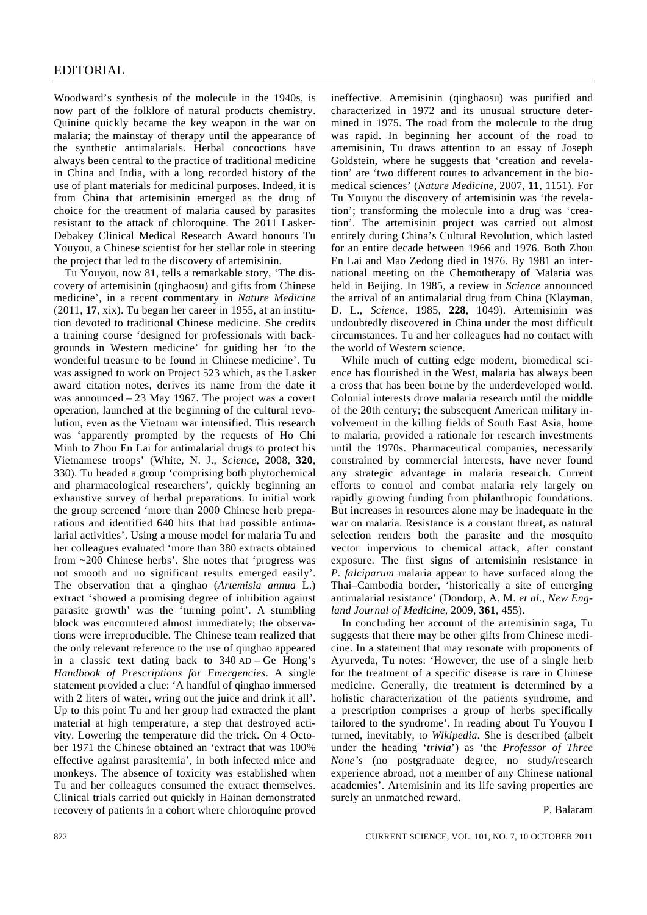Woodward's synthesis of the molecule in the 1940s, is now part of the folklore of natural products chemistry. Quinine quickly became the key weapon in the war on malaria; the mainstay of therapy until the appearance of the synthetic antimalarials. Herbal concoctions have always been central to the practice of traditional medicine in China and India, with a long recorded history of the use of plant materials for medicinal purposes. Indeed, it is from China that artemisinin emerged as the drug of choice for the treatment of malaria caused by parasites resistant to the attack of chloroquine. The 2011 Lasker-Debakey Clinical Medical Research Award honours Tu Youyou, a Chinese scientist for her stellar role in steering the project that led to the discovery of artemisinin.

Tu Youyou, now 81, tells a remarkable story, 'The discovery of artemisinin (qinghaosu) and gifts from Chinese medicine', in a recent commentary in *Nature Medicine* (2011, **17**, xix). Tu began her career in 1955, at an institution devoted to traditional Chinese medicine. She credits a training course 'designed for professionals with backgrounds in Western medicine' for guiding her 'to the wonderful treasure to be found in Chinese medicine'. Tu was assigned to work on Project 523 which, as the Lasker award citation notes, derives its name from the date it was announced – 23 May 1967. The project was a covert operation, launched at the beginning of the cultural revolution, even as the Vietnam war intensified. This research was 'apparently prompted by the requests of Ho Chi Minh to Zhou En Lai for antimalarial drugs to protect his Vietnamese troops' (White, N. J., *Science*, 2008, **320**, 330). Tu headed a group 'comprising both phytochemical and pharmacological researchers', quickly beginning an exhaustive survey of herbal preparations. In initial work the group screened 'more than 2000 Chinese herb preparations and identified 640 hits that had possible antimalarial activities'. Using a mouse model for malaria Tu and her colleagues evaluated 'more than 380 extracts obtained from ~200 Chinese herbs'. She notes that 'progress was not smooth and no significant results emerged easily'. The observation that a qinghao (*Artemisia annua* L.) extract 'showed a promising degree of inhibition against parasite growth' was the 'turning point'. A stumbling block was encountered almost immediately; the observations were irreproducible. The Chinese team realized that the only relevant reference to the use of qinghao appeared in a classic text dating back to 340 AD – Ge Hong's *Handbook of Prescriptions for Emergencies*. A single statement provided a clue: 'A handful of qinghao immersed with 2 liters of water, wring out the juice and drink it all'. Up to this point Tu and her group had extracted the plant material at high temperature, a step that destroyed activity. Lowering the temperature did the trick. On 4 October 1971 the Chinese obtained an 'extract that was 100% effective against parasitemia', in both infected mice and monkeys. The absence of toxicity was established when Tu and her colleagues consumed the extract themselves. Clinical trials carried out quickly in Hainan demonstrated recovery of patients in a cohort where chloroquine proved ineffective. Artemisinin (qinghaosu) was purified and characterized in 1972 and its unusual structure determined in 1975. The road from the molecule to the drug was rapid. In beginning her account of the road to artemisinin, Tu draws attention to an essay of Joseph Goldstein, where he suggests that 'creation and revelation' are 'two different routes to advancement in the biomedical sciences' (*Nature Medicine*, 2007, **11**, 1151). For Tu Youyou the discovery of artemisinin was 'the revelation'; transforming the molecule into a drug was 'creation'. The artemisinin project was carried out almost entirely during China's Cultural Revolution, which lasted for an entire decade between 1966 and 1976. Both Zhou En Lai and Mao Zedong died in 1976. By 1981 an international meeting on the Chemotherapy of Malaria was held in Beijing. In 1985, a review in *Science* announced the arrival of an antimalarial drug from China (Klayman, D. L., *Science*, 1985, **228**, 1049). Artemisinin was undoubtedly discovered in China under the most difficult circumstances. Tu and her colleagues had no contact with the world of Western science.

While much of cutting edge modern, biomedical science has flourished in the West, malaria has always been a cross that has been borne by the underdeveloped world. Colonial interests drove malaria research until the middle of the 20th century; the subsequent American military involvement in the killing fields of South East Asia, home to malaria, provided a rationale for research investments until the 1970s. Pharmaceutical companies, necessarily constrained by commercial interests, have never found any strategic advantage in malaria research. Current efforts to control and combat malaria rely largely on rapidly growing funding from philanthropic foundations. But increases in resources alone may be inadequate in the war on malaria. Resistance is a constant threat, as natural selection renders both the parasite and the mosquito vector impervious to chemical attack, after constant exposure. The first signs of artemisinin resistance in *P. falciparum* malaria appear to have surfaced along the Thai–Cambodia border, 'historically a site of emerging antimalarial resistance' (Dondorp, A. M. *et al.*, *New England Journal of Medicine*, 2009, **361**, 455).

In concluding her account of the artemisinin saga, Tu suggests that there may be other gifts from Chinese medicine. In a statement that may resonate with proponents of Ayurveda, Tu notes: 'However, the use of a single herb for the treatment of a specific disease is rare in Chinese medicine. Generally, the treatment is determined by a holistic characterization of the patients syndrome, and a prescription comprises a group of herbs specifically tailored to the syndrome'. In reading about Tu Youyou I turned, inevitably, to *Wikipedia*. She is described (albeit under the heading '*trivia*') as 'the *Professor of Three None's*' (no postgraduate degree, no study/research experience abroad, not a member of any Chinese national academies'. Artemisinin and its life saving properties are surely an unmatched reward.

P. Balaram